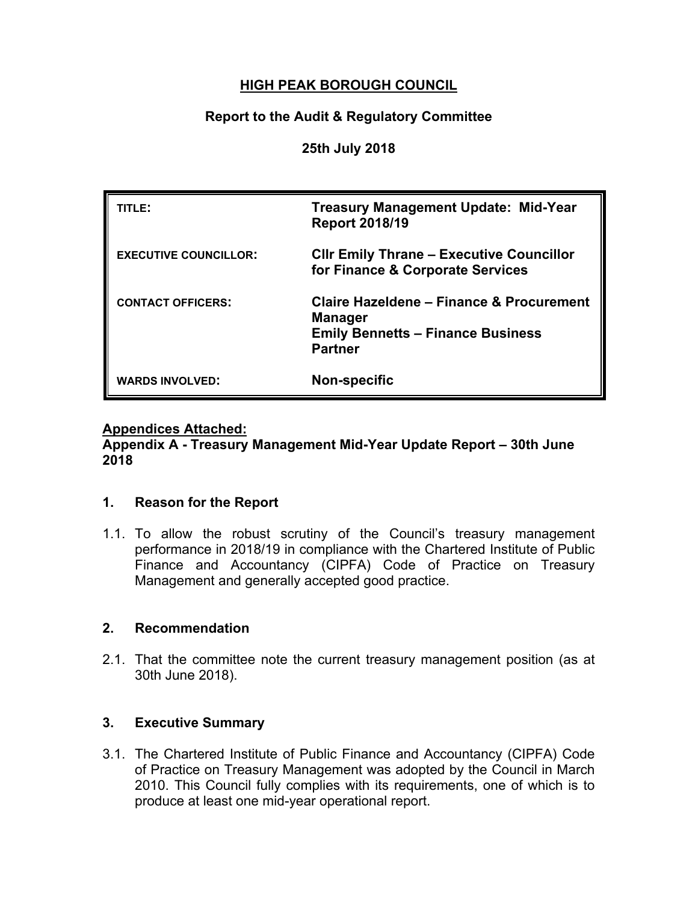# HIGH PEAK BOROUGH COUNCIL

**Report to the Audit & Regulatory Committee**

**25th July 2018**

| | |
|---|---|
| **TITLE:** | **Treasury Management Update: Mid-Year Report 2018/19** |
| **EXECUTIVE COUNCILLOR:** | **Cllr Emily Thrane – Executive Councillor for Finance & Corporate Services** |
| **CONTACT OFFICERS:** | **Claire Hazeldene – Finance & Procurement Manager**<br>**Emily Bennetts – Finance Business Partner** |
| **WARDS INVOLVED:** | **Non-specific** |

**Appendices Attached:**

**Appendix A - Treasury Management Mid-Year Update Report – 30th June 2018**

## 1. Reason for the Report

1.1. To allow the robust scrutiny of the Council's treasury management performance in 2018/19 in compliance with the Chartered Institute of Public Finance and Accountancy (CIPFA) Code of Practice on Treasury Management and generally accepted good practice.

## 2. Recommendation

2.1. That the committee note the current treasury management position (as at 30th June 2018).

## 3. Executive Summary

3.1. The Chartered Institute of Public Finance and Accountancy (CIPFA) Code of Practice on Treasury Management was adopted by the Council in March 2010. This Council fully complies with its requirements, one of which is to produce at least one mid-year operational report.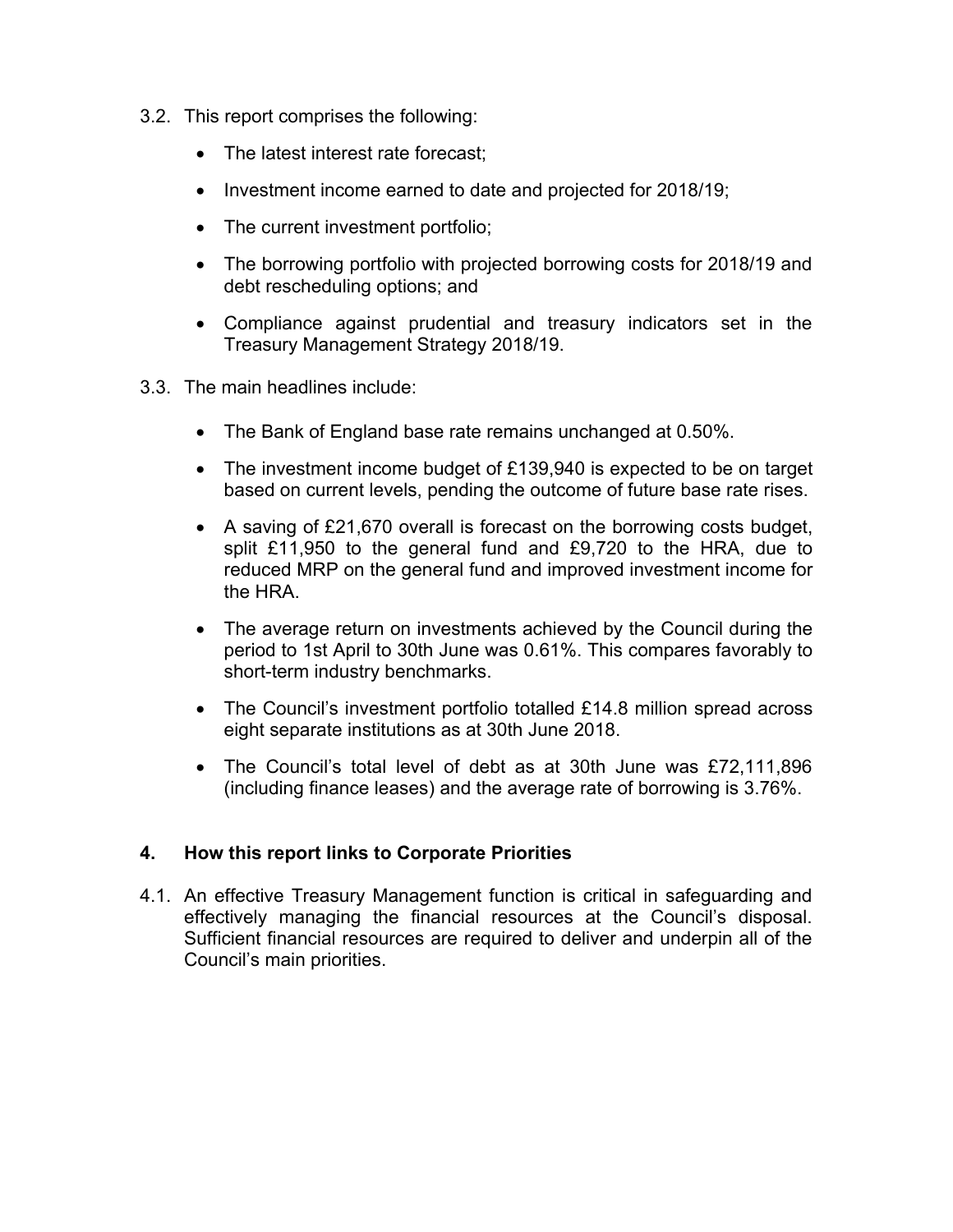3.2. This report comprises the following:

- The latest interest rate forecast;
- Investment income earned to date and projected for 2018/19;
- The current investment portfolio;
- The borrowing portfolio with projected borrowing costs for 2018/19 and debt rescheduling options; and
- Compliance against prudential and treasury indicators set in the Treasury Management Strategy 2018/19.

3.3. The main headlines include:

- The Bank of England base rate remains unchanged at 0.50%.
- The investment income budget of £139,940 is expected to be on target based on current levels, pending the outcome of future base rate rises.
- A saving of £21,670 overall is forecast on the borrowing costs budget, split £11,950 to the general fund and £9,720 to the HRA, due to reduced MRP on the general fund and improved investment income for the HRA.
- The average return on investments achieved by the Council during the period to 1st April to 30th June was 0.61%. This compares favorably to short-term industry benchmarks.
- The Council's investment portfolio totalled £14.8 million spread across eight separate institutions as at 30th June 2018.
- The Council's total level of debt as at 30th June was £72,111,896 (including finance leases) and the average rate of borrowing is 3.76%.

## 4. How this report links to Corporate Priorities

4.1. An effective Treasury Management function is critical in safeguarding and effectively managing the financial resources at the Council's disposal. Sufficient financial resources are required to deliver and underpin all of the Council's main priorities.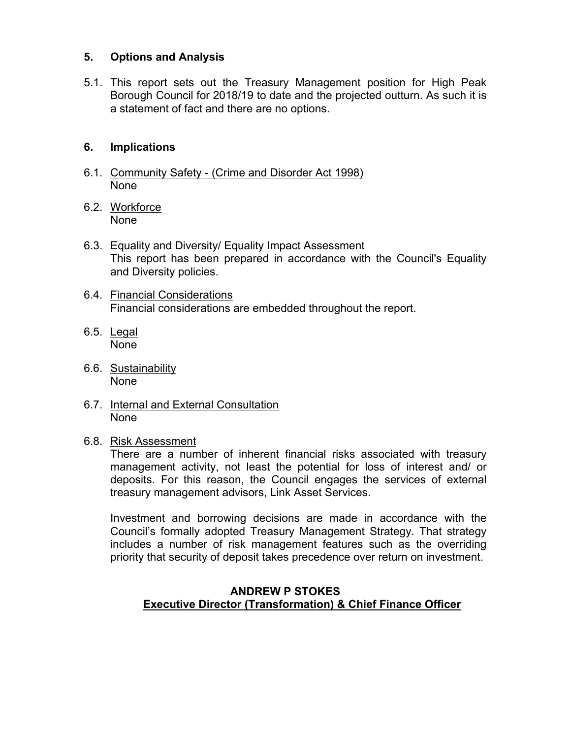## 5. Options and Analysis

5.1. This report sets out the Treasury Management position for High Peak Borough Council for 2018/19 to date and the projected outturn. As such it is a statement of fact and there are no options.

## 6. Implications

6.1. <u>Community Safety - (Crime and Disorder Act 1998)</u>
None

6.2. <u>Workforce</u>
None

6.3. <u>Equality and Diversity/ Equality Impact Assessment</u>
This report has been prepared in accordance with the Council's Equality and Diversity policies.

6.4. <u>Financial Considerations</u>
Financial considerations are embedded throughout the report.

6.5. <u>Legal</u>
None

6.6. <u>Sustainability</u>
None

6.7. <u>Internal and External Consultation</u>
None

6.8. <u>Risk Assessment</u>
There are a number of inherent financial risks associated with treasury management activity, not least the potential for loss of interest and/ or deposits. For this reason, the Council engages the services of external treasury management advisors, Link Asset Services.

Investment and borrowing decisions are made in accordance with the Council's formally adopted Treasury Management Strategy. That strategy includes a number of risk management features such as the overriding priority that security of deposit takes precedence over return on investment.

**ANDREW P STOKES**
**<u>Executive Director (Transformation) & Chief Finance Officer</u>**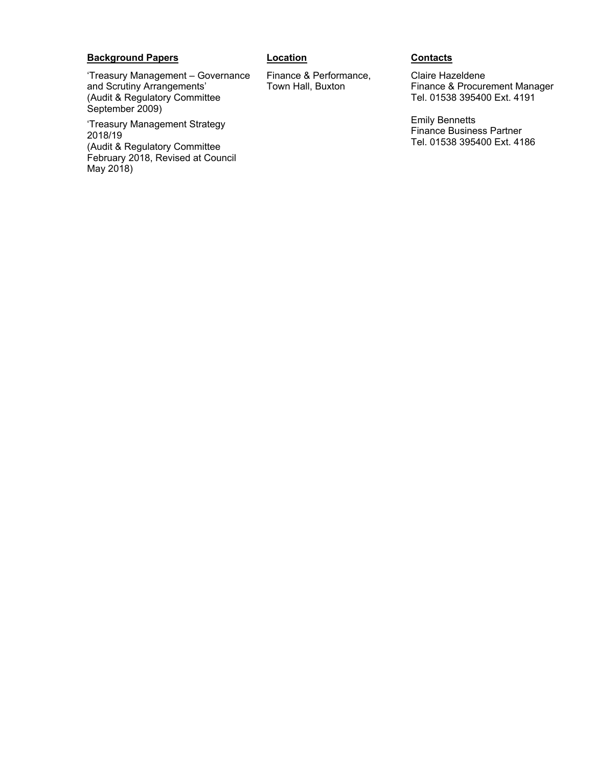| Background Papers | Location | Contacts |
| --- | --- | --- |
| 'Treasury Management – Governance and Scrutiny Arrangements' (Audit & Regulatory Committee September 2009) | Finance & Performance, Town Hall, Buxton | Claire Hazeldene Finance & Procurement Manager Tel. 01538 395400 Ext. 4191 |
| 'Treasury Management Strategy 2018/19 (Audit & Regulatory Committee February 2018, Revised at Council May 2018) | | Emily Bennetts Finance Business Partner Tel. 01538 395400 Ext. 4186 |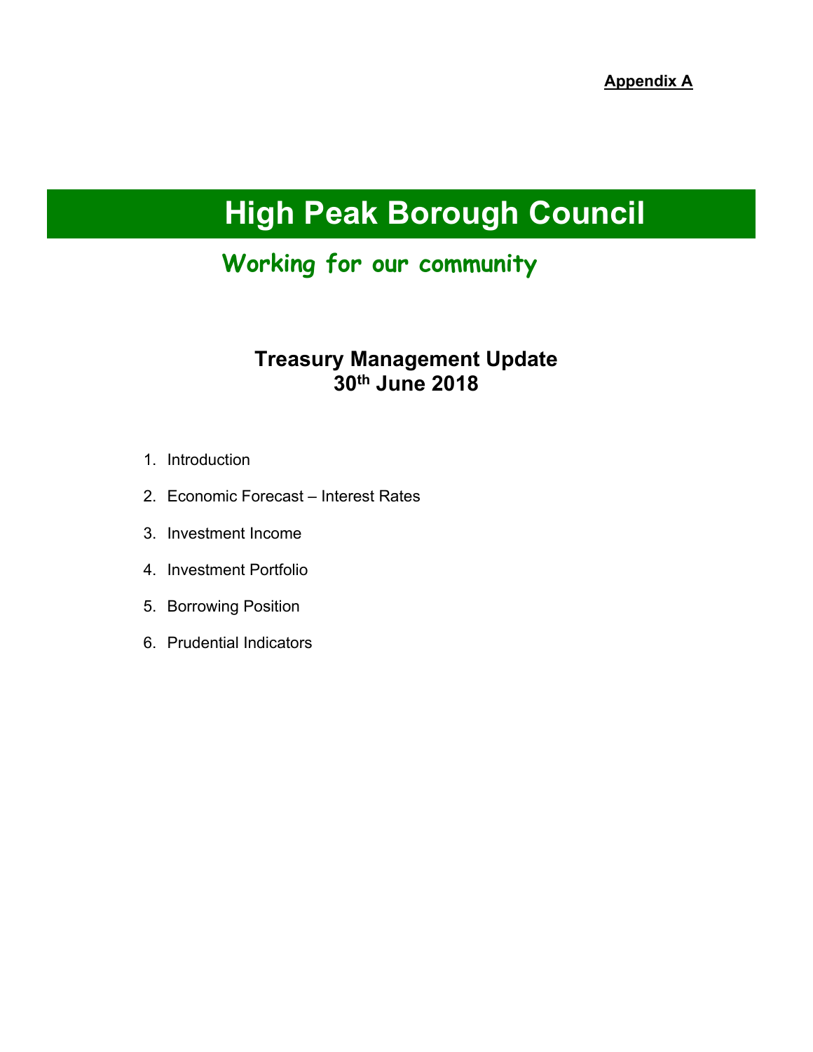**Appendix A**

# High Peak Borough Council

## Working for our community

## Treasury Management Update
## 30th June 2018

1. Introduction
2. Economic Forecast – Interest Rates
3. Investment Income
4. Investment Portfolio
5. Borrowing Position
6. Prudential Indicators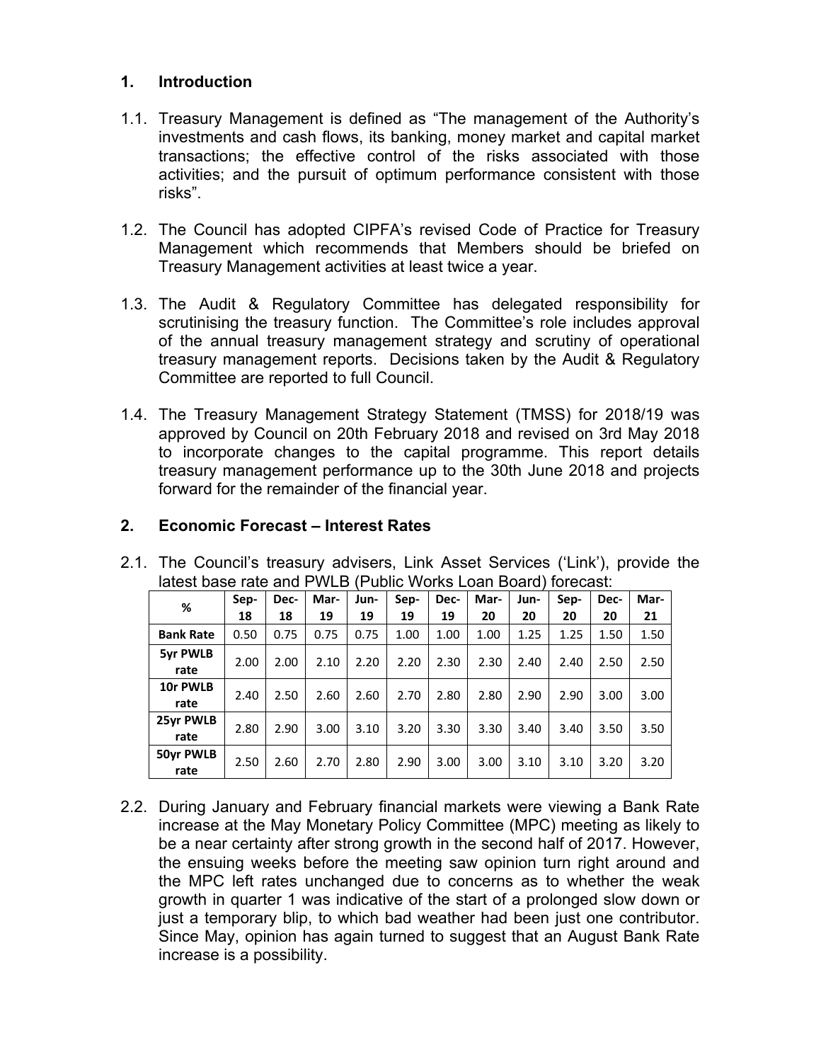## 1. Introduction

1.1. Treasury Management is defined as "The management of the Authority's investments and cash flows, its banking, money market and capital market transactions; the effective control of the risks associated with those activities; and the pursuit of optimum performance consistent with those risks".

1.2. The Council has adopted CIPFA's revised Code of Practice for Treasury Management which recommends that Members should be briefed on Treasury Management activities at least twice a year.

1.3. The Audit & Regulatory Committee has delegated responsibility for scrutinising the treasury function. The Committee's role includes approval of the annual treasury management strategy and scrutiny of operational treasury management reports. Decisions taken by the Audit & Regulatory Committee are reported to full Council.

1.4. The Treasury Management Strategy Statement (TMSS) for 2018/19 was approved by Council on 20th February 2018 and revised on 3rd May 2018 to incorporate changes to the capital programme. This report details treasury management performance up to the 30th June 2018 and projects forward for the remainder of the financial year.

## 2. Economic Forecast – Interest Rates

2.1. The Council's treasury advisers, Link Asset Services ('Link'), provide the latest base rate and PWLB (Public Works Loan Board) forecast:

| % | Sep-18 | Dec-18 | Mar-19 | Jun-19 | Sep-19 | Dec-19 | Mar-20 | Jun-20 | Sep-20 | Dec-20 | Mar-21 |
|---|---|---|---|---|---|---|---|---|---|---|---|
| **Bank Rate** | 0.50 | 0.75 | 0.75 | 0.75 | 1.00 | 1.00 | 1.00 | 1.25 | 1.25 | 1.50 | 1.50 |
| **5yr PWLB rate** | 2.00 | 2.00 | 2.10 | 2.20 | 2.20 | 2.30 | 2.30 | 2.40 | 2.40 | 2.50 | 2.50 |
| **10r PWLB rate** | 2.40 | 2.50 | 2.60 | 2.60 | 2.70 | 2.80 | 2.80 | 2.90 | 2.90 | 3.00 | 3.00 |
| **25yr PWLB rate** | 2.80 | 2.90 | 3.00 | 3.10 | 3.20 | 3.30 | 3.30 | 3.40 | 3.40 | 3.50 | 3.50 |
| **50yr PWLB rate** | 2.50 | 2.60 | 2.70 | 2.80 | 2.90 | 3.00 | 3.00 | 3.10 | 3.10 | 3.20 | 3.20 |

2.2. During January and February financial markets were viewing a Bank Rate increase at the May Monetary Policy Committee (MPC) meeting as likely to be a near certainty after strong growth in the second half of 2017. However, the ensuing weeks before the meeting saw opinion turn right around and the MPC left rates unchanged due to concerns as to whether the weak growth in quarter 1 was indicative of the start of a prolonged slow down or just a temporary blip, to which bad weather had been just one contributor. Since May, opinion has again turned to suggest that an August Bank Rate increase is a possibility.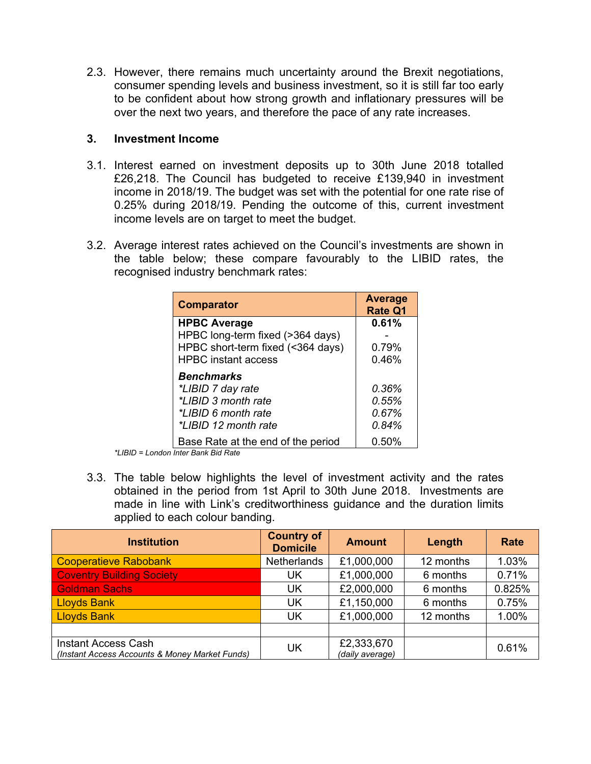2.3. However, there remains much uncertainty around the Brexit negotiations, consumer spending levels and business investment, so it is still far too early to be confident about how strong growth and inflationary pressures will be over the next two years, and therefore the pace of any rate increases.

## 3. Investment Income

3.1. Interest earned on investment deposits up to 30th June 2018 totalled £26,218. The Council has budgeted to receive £139,940 in investment income in 2018/19. The budget was set with the potential for one rate rise of 0.25% during 2018/19. Pending the outcome of this, current investment income levels are on target to meet the budget.

3.2. Average interest rates achieved on the Council's investments are shown in the table below; these compare favourably to the LIBID rates, the recognised industry benchmark rates:

| Comparator | Average Rate Q1 |
|---|---|
| **HPBC Average** | **0.61%** |
| HPBC long-term fixed (>364 days) | - |
| HPBC short-term fixed (<364 days) | 0.79% |
| HPBC instant access | 0.46% |
| ***Benchmarks*** | |
| *\*LIBID 7 day rate* | *0.36%* |
| *\*LIBID 3 month rate* | *0.55%* |
| *\*LIBID 6 month rate* | *0.67%* |
| *\*LIBID 12 month rate* | *0.84%* |
| Base Rate at the end of the period | 0.50% |

*\*LIBID = London Inter Bank Bid Rate*

3.3. The table below highlights the level of investment activity and the rates obtained in the period from 1st April to 30th June 2018. Investments are made in line with Link's creditworthiness guidance and the duration limits applied to each colour banding.

| Institution | Country of Domicile | Amount | Length | Rate |
|---|---|---|---|---|
| Cooperatieve Rabobank | Netherlands | £1,000,000 | 12 months | 1.03% |
| Coventry Building Society | UK | £1,000,000 | 6 months | 0.71% |
| Goldman Sachs | UK | £2,000,000 | 6 months | 0.825% |
| Lloyds Bank | UK | £1,150,000 | 6 months | 0.75% |
| Lloyds Bank | UK | £1,000,000 | 12 months | 1.00% |
| | | | | |
| Instant Access Cash *(Instant Access Accounts & Money Market Funds)* | UK | £2,333,670 *(daily average)* | | 0.61% |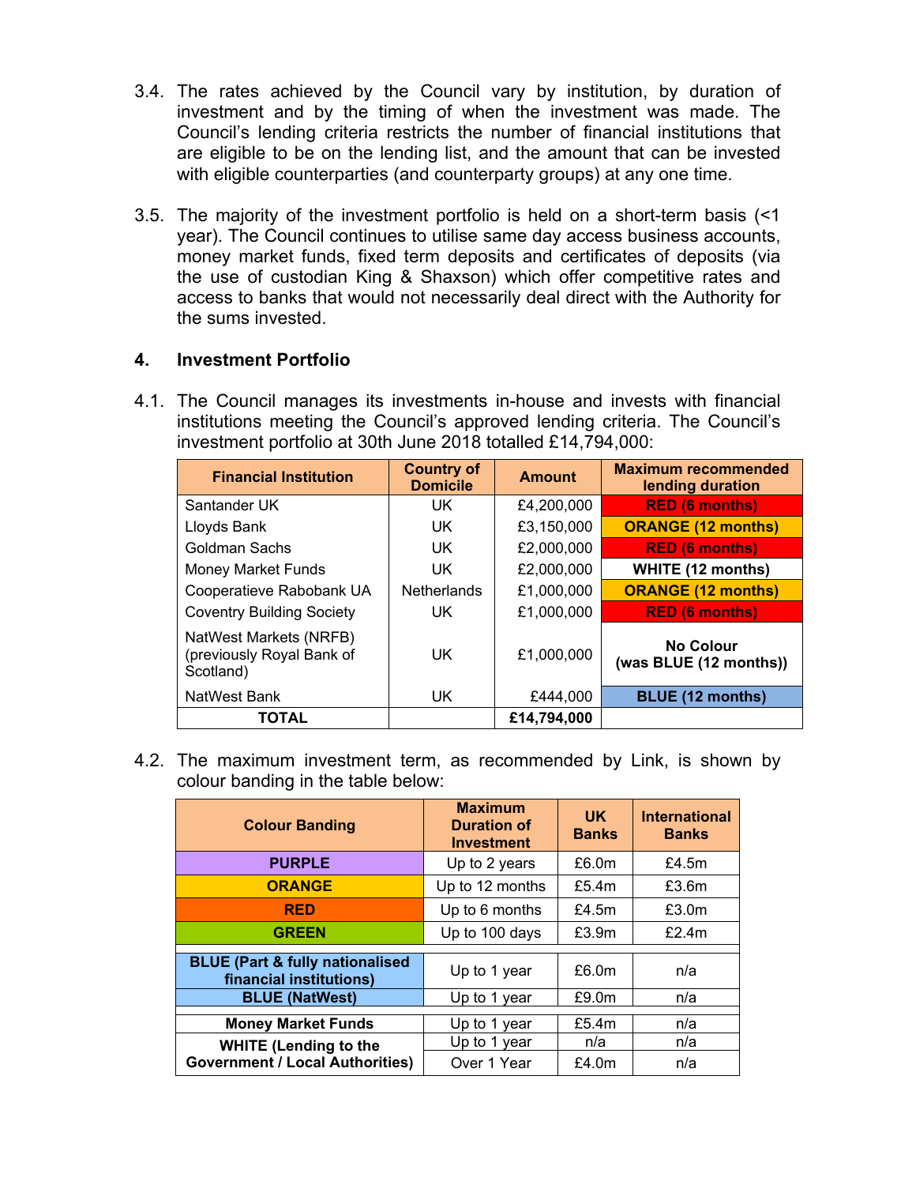3.4. The rates achieved by the Council vary by institution, by duration of investment and by the timing of when the investment was made. The Council's lending criteria restricts the number of financial institutions that are eligible to be on the lending list, and the amount that can be invested with eligible counterparties (and counterparty groups) at any one time.

3.5. The majority of the investment portfolio is held on a short-term basis (<1 year). The Council continues to utilise same day access business accounts, money market funds, fixed term deposits and certificates of deposits (via the use of custodian King & Shaxson) which offer competitive rates and access to banks that would not necessarily deal direct with the Authority for the sums invested.

## 4. Investment Portfolio

4.1. The Council manages its investments in-house and invests with financial institutions meeting the Council's approved lending criteria. The Council's investment portfolio at 30th June 2018 totalled £14,794,000:

| Financial Institution | Country of Domicile | Amount | Maximum recommended lending duration |
|---|---|---|---|
| Santander UK | UK | £4,200,000 | RED (6 months) |
| Lloyds Bank | UK | £3,150,000 | ORANGE (12 months) |
| Goldman Sachs | UK | £2,000,000 | RED (6 months) |
| Money Market Funds | UK | £2,000,000 | WHITE (12 months) |
| Cooperatieve Rabobank UA | Netherlands | £1,000,000 | ORANGE (12 months) |
| Coventry Building Society | UK | £1,000,000 | RED (6 months) |
| NatWest Markets (NRFB) (previously Royal Bank of Scotland) | UK | £1,000,000 | No Colour (was BLUE (12 months)) |
| NatWest Bank | UK | £444,000 | BLUE (12 months) |
| **TOTAL** | | **£14,794,000** | |

4.2. The maximum investment term, as recommended by Link, is shown by colour banding in the table below:

| Colour Banding | Maximum Duration of Investment | UK Banks | International Banks |
|---|---|---|---|
| **PURPLE** | Up to 2 years | £6.0m | £4.5m |
| **ORANGE** | Up to 12 months | £5.4m | £3.6m |
| **RED** | Up to 6 months | £4.5m | £3.0m |
| **GREEN** | Up to 100 days | £3.9m | £2.4m |
| | | | |
| **BLUE (Part & fully nationalised financial institutions)** | Up to 1 year | £6.0m | n/a |
| **BLUE (NatWest)** | Up to 1 year | £9.0m | n/a |
| | | | |
| **Money Market Funds** | Up to 1 year | £5.4m | n/a |
| **WHITE (Lending to the Government / Local Authorities)** | Up to 1 year | n/a | n/a |
| | Over 1 Year | £4.0m | n/a |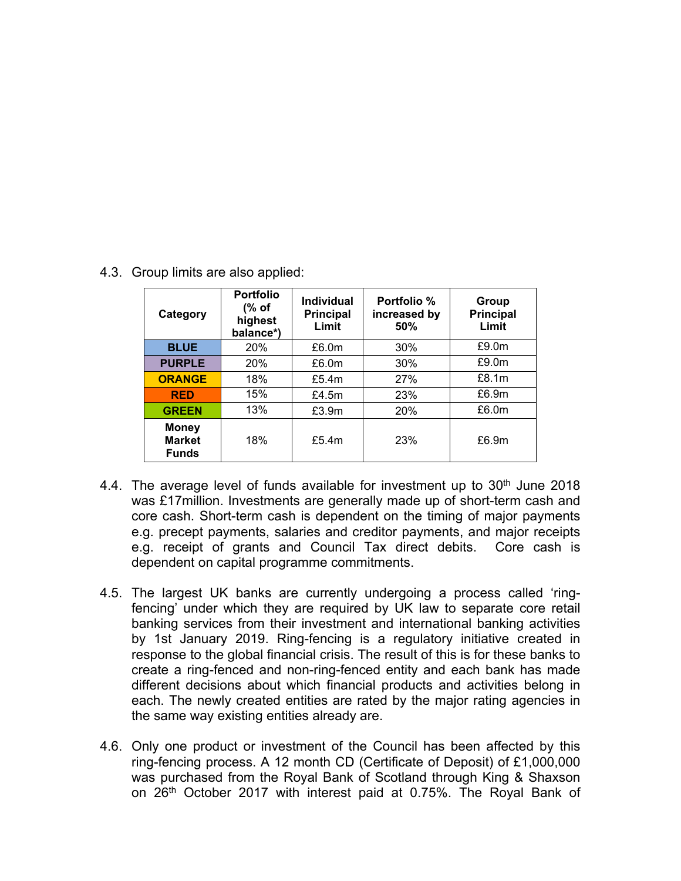4.3. Group limits are also applied:

| Category | Portfolio (% of highest balance*) | Individual Principal Limit | Portfolio % increased by 50% | Group Principal Limit |
|---|---|---|---|---|
| BLUE | 20% | £6.0m | 30% | £9.0m |
| PURPLE | 20% | £6.0m | 30% | £9.0m |
| ORANGE | 18% | £5.4m | 27% | £8.1m |
| RED | 15% | £4.5m | 23% | £6.9m |
| GREEN | 13% | £3.9m | 20% | £6.0m |
| Money Market Funds | 18% | £5.4m | 23% | £6.9m |

4.4. The average level of funds available for investment up to 30th June 2018 was £17million. Investments are generally made up of short-term cash and core cash. Short-term cash is dependent on the timing of major payments e.g. precept payments, salaries and creditor payments, and major receipts e.g. receipt of grants and Council Tax direct debits. Core cash is dependent on capital programme commitments.

4.5. The largest UK banks are currently undergoing a process called 'ring-fencing' under which they are required by UK law to separate core retail banking services from their investment and international banking activities by 1st January 2019. Ring-fencing is a regulatory initiative created in response to the global financial crisis. The result of this is for these banks to create a ring-fenced and non-ring-fenced entity and each bank has made different decisions about which financial products and activities belong in each. The newly created entities are rated by the major rating agencies in the same way existing entities already are.

4.6. Only one product or investment of the Council has been affected by this ring-fencing process. A 12 month CD (Certificate of Deposit) of £1,000,000 was purchased from the Royal Bank of Scotland through King & Shaxson on 26th October 2017 with interest paid at 0.75%. The Royal Bank of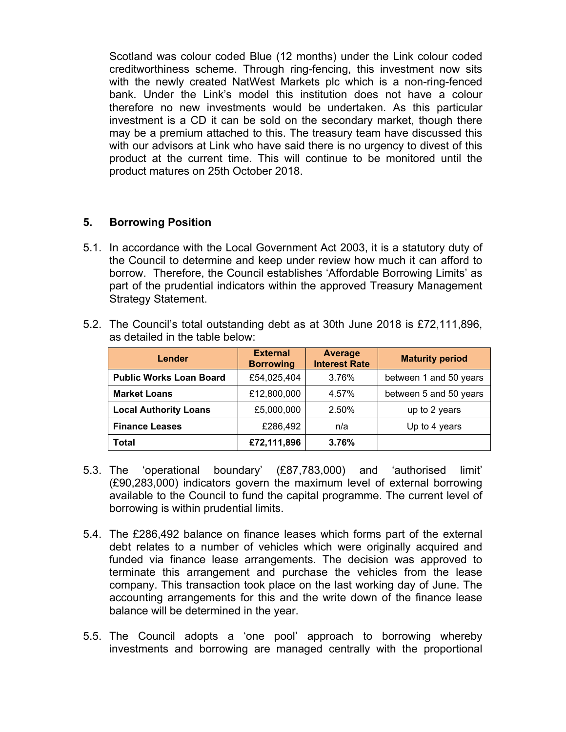Scotland was colour coded Blue (12 months) under the Link colour coded creditworthiness scheme. Through ring-fencing, this investment now sits with the newly created NatWest Markets plc which is a non-ring-fenced bank. Under the Link's model this institution does not have a colour therefore no new investments would be undertaken. As this particular investment is a CD it can be sold on the secondary market, though there may be a premium attached to this. The treasury team have discussed this with our advisors at Link who have said there is no urgency to divest of this product at the current time. This will continue to be monitored until the product matures on 25th October 2018.

## 5. Borrowing Position

5.1. In accordance with the Local Government Act 2003, it is a statutory duty of the Council to determine and keep under review how much it can afford to borrow. Therefore, the Council establishes 'Affordable Borrowing Limits' as part of the prudential indicators within the approved Treasury Management Strategy Statement.

5.2. The Council's total outstanding debt as at 30th June 2018 is £72,111,896, as detailed in the table below:

| Lender | External Borrowing | Average Interest Rate | Maturity period |
|---|---|---|---|
| **Public Works Loan Board** | £54,025,404 | 3.76% | between 1 and 50 years |
| **Market Loans** | £12,800,000 | 4.57% | between 5 and 50 years |
| **Local Authority Loans** | £5,000,000 | 2.50% | up to 2 years |
| **Finance Leases** | £286,492 | n/a | Up to 4 years |
| **Total** | **£72,111,896** | **3.76%** | |

5.3. The 'operational boundary' (£87,783,000) and 'authorised limit' (£90,283,000) indicators govern the maximum level of external borrowing available to the Council to fund the capital programme. The current level of borrowing is within prudential limits.

5.4. The £286,492 balance on finance leases which forms part of the external debt relates to a number of vehicles which were originally acquired and funded via finance lease arrangements. The decision was approved to terminate this arrangement and purchase the vehicles from the lease company. This transaction took place on the last working day of June. The accounting arrangements for this and the write down of the finance lease balance will be determined in the year.

5.5. The Council adopts a 'one pool' approach to borrowing whereby investments and borrowing are managed centrally with the proportional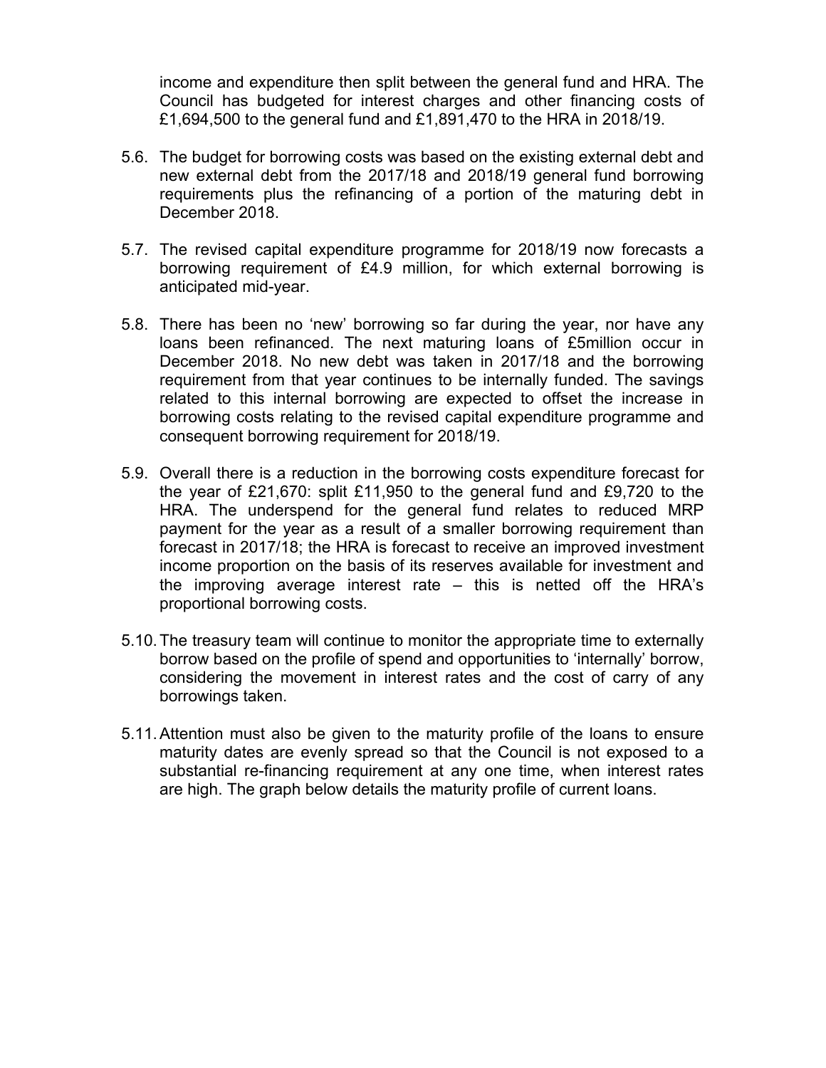income and expenditure then split between the general fund and HRA. The Council has budgeted for interest charges and other financing costs of £1,694,500 to the general fund and £1,891,470 to the HRA in 2018/19.

5.6. The budget for borrowing costs was based on the existing external debt and new external debt from the 2017/18 and 2018/19 general fund borrowing requirements plus the refinancing of a portion of the maturing debt in December 2018.

5.7. The revised capital expenditure programme for 2018/19 now forecasts a borrowing requirement of £4.9 million, for which external borrowing is anticipated mid-year.

5.8. There has been no 'new' borrowing so far during the year, nor have any loans been refinanced. The next maturing loans of £5million occur in December 2018. No new debt was taken in 2017/18 and the borrowing requirement from that year continues to be internally funded. The savings related to this internal borrowing are expected to offset the increase in borrowing costs relating to the revised capital expenditure programme and consequent borrowing requirement for 2018/19.

5.9. Overall there is a reduction in the borrowing costs expenditure forecast for the year of £21,670: split £11,950 to the general fund and £9,720 to the HRA. The underspend for the general fund relates to reduced MRP payment for the year as a result of a smaller borrowing requirement than forecast in 2017/18; the HRA is forecast to receive an improved investment income proportion on the basis of its reserves available for investment and the improving average interest rate – this is netted off the HRA's proportional borrowing costs.

5.10. The treasury team will continue to monitor the appropriate time to externally borrow based on the profile of spend and opportunities to 'internally' borrow, considering the movement in interest rates and the cost of carry of any borrowings taken.

5.11. Attention must also be given to the maturity profile of the loans to ensure maturity dates are evenly spread so that the Council is not exposed to a substantial re-financing requirement at any one time, when interest rates are high. The graph below details the maturity profile of current loans.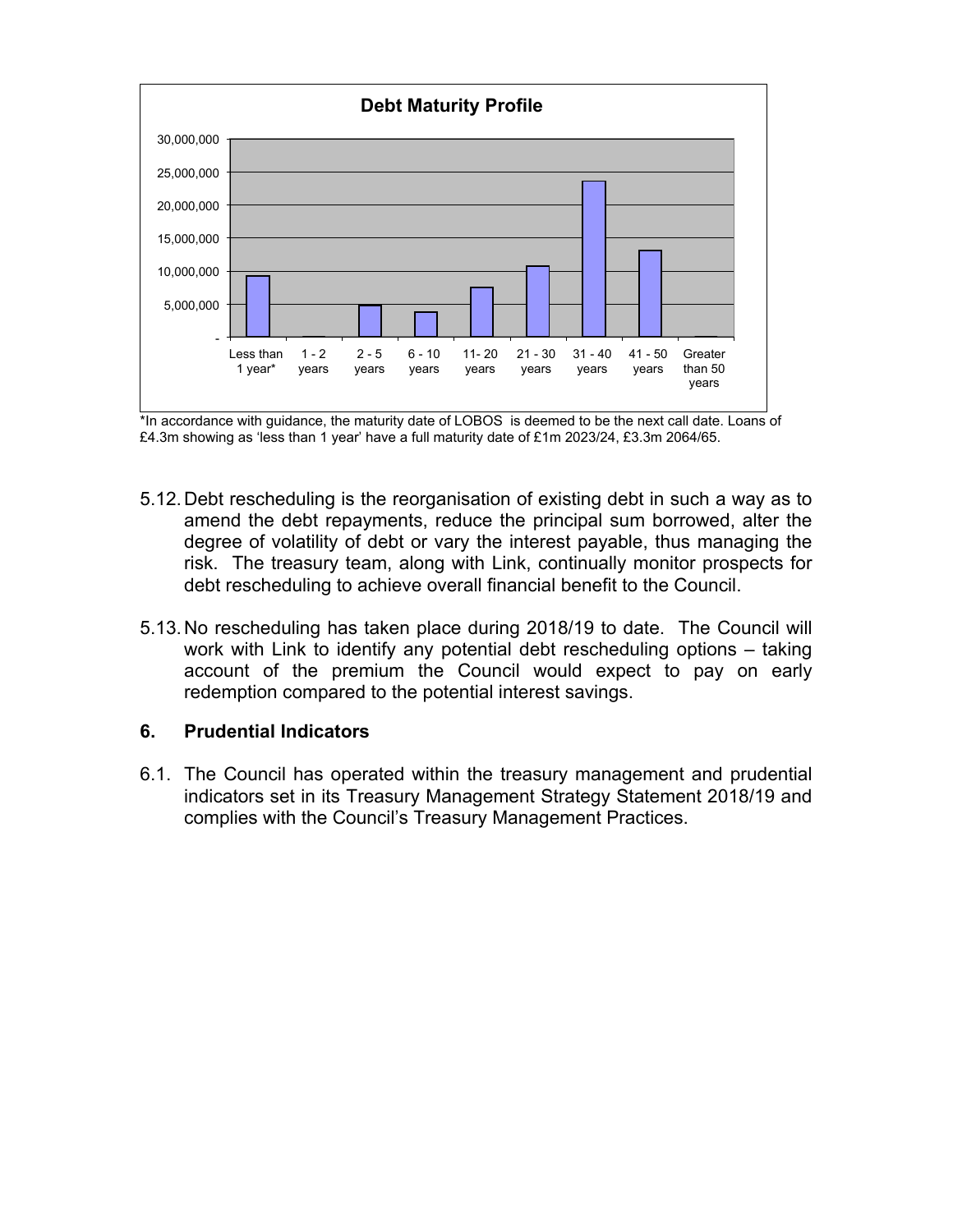Debt Maturity Profile

30,000,000
25,000,000
20,000,000
15,000,000
10,000,000
5,000,000
-

Less than 1 year*
1 - 2 years
2 - 5 years
6 - 10 years
11- 20 years
21 - 30 years
31 - 40 years
41 - 50 years
Greater than 50 years

*In accordance with guidance, the maturity date of LOBOS is deemed to be the next call date. Loans of £4.3m showing as 'less than 1 year' have a full maturity date of £1m 2023/24, £3.3m 2064/65.

5.12. Debt rescheduling is the reorganisation of existing debt in such a way as to amend the debt repayments, reduce the principal sum borrowed, alter the degree of volatility of debt or vary the interest payable, thus managing the risk. The treasury team, along with Link, continually monitor prospects for debt rescheduling to achieve overall financial benefit to the Council.

5.13. No rescheduling has taken place during 2018/19 to date. The Council will work with Link to identify any potential debt rescheduling options – taking account of the premium the Council would expect to pay on early redemption compared to the potential interest savings.

## 6. Prudential Indicators

6.1. The Council has operated within the treasury management and prudential indicators set in its Treasury Management Strategy Statement 2018/19 and complies with the Council's Treasury Management Practices.